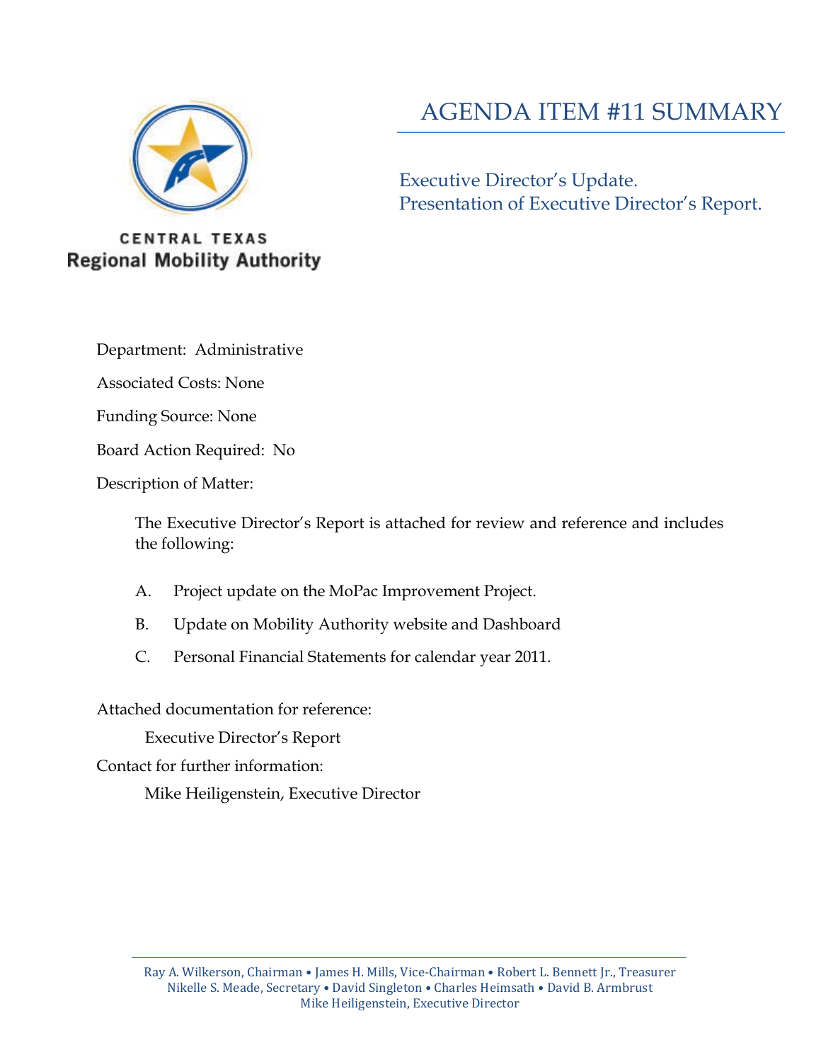CENTRAL TEXAS
**Regional Mobility Authority**

# AGENDA ITEM #11 SUMMARY

Executive Director's Update.
Presentation of Executive Director's Report.

Department: Administrative

Associated Costs: None

Funding Source: None

Board Action Required: No

Description of Matter:

The Executive Director's Report is attached for review and reference and includes the following:

A. Project update on the MoPac Improvement Project.

B. Update on Mobility Authority website and Dashboard

C. Personal Financial Statements for calendar year 2011.

Attached documentation for reference:

Executive Director's Report

Contact for further information:

Mike Heiligenstein, Executive Director

Ray A. Wilkerson, Chairman • James H. Mills, Vice-Chairman • Robert L. Bennett Jr., Treasurer
Nikelle S. Meade, Secretary • David Singleton • Charles Heimsath • David B. Armbrust
Mike Heiligenstein, Executive Director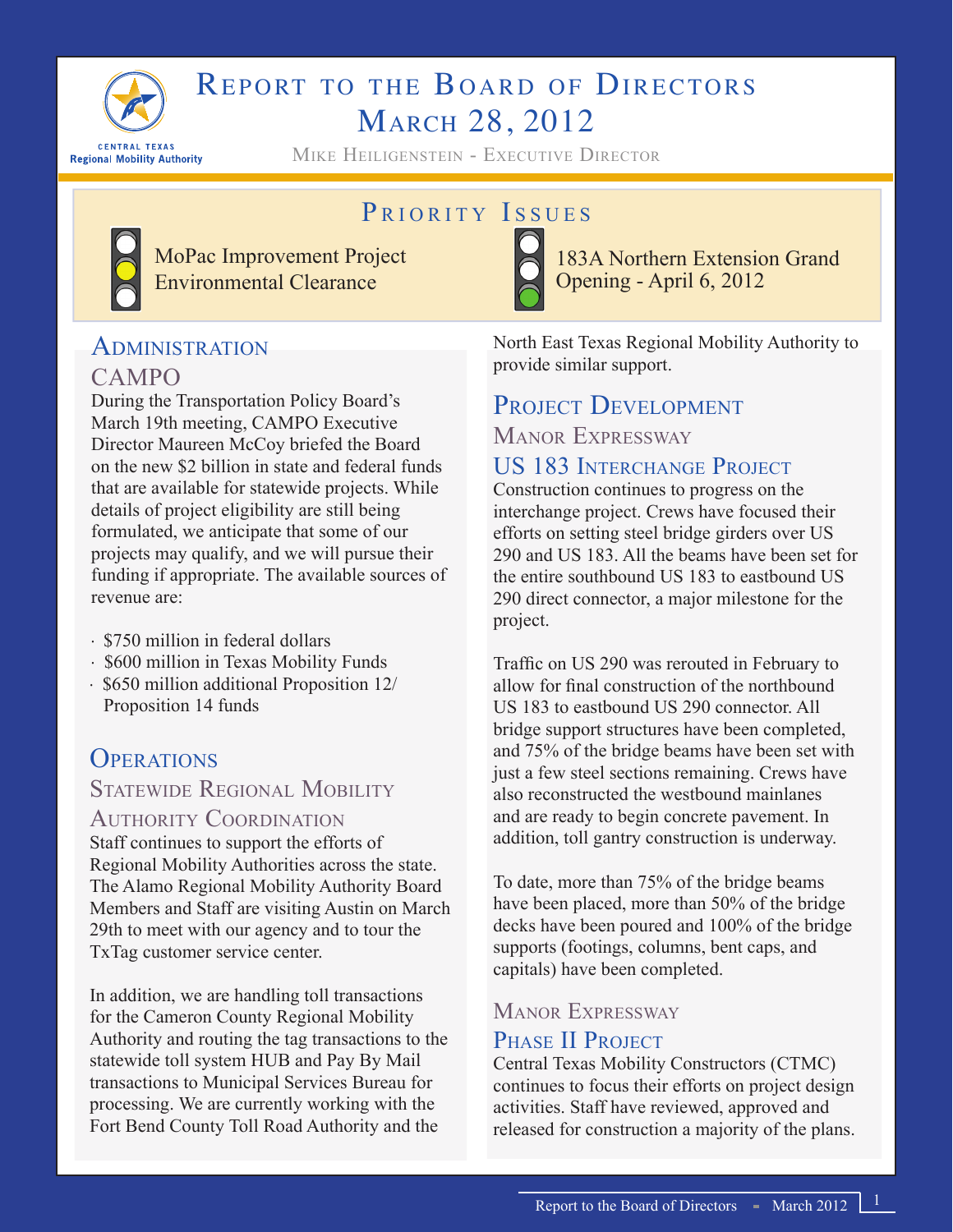# Report to the Board of Directors
# March 28, 2012

Mike Heiligenstein - Executive Director

CENTRAL TEXAS
Regional Mobility Authority

## Priority Issues

- MoPac Improvement Project Environmental Clearance
- 183A Northern Extension Grand Opening - April 6, 2012

## Administration

### CAMPO

During the Transportation Policy Board's March 19th meeting, CAMPO Executive Director Maureen McCoy briefed the Board on the new $2 billion in state and federal funds that are available for statewide projects. While details of project eligibility are still being formulated, we anticipate that some of our projects may qualify, and we will pursue their funding if appropriate. The available sources of revenue are:

- $750 million in federal dollars
- $600 million in Texas Mobility Funds
- $650 million additional Proposition 12/ Proposition 14 funds

## Operations

### Statewide Regional Mobility Authority Coordination

Staff continues to support the efforts of Regional Mobility Authorities across the state. The Alamo Regional Mobility Authority Board Members and Staff are visiting Austin on March 29th to meet with our agency and to tour the TxTag customer service center.

In addition, we are handling toll transactions for the Cameron County Regional Mobility Authority and routing the tag transactions to the statewide toll system HUB and Pay By Mail transactions to Municipal Services Bureau for processing. We are currently working with the Fort Bend County Toll Road Authority and the North East Texas Regional Mobility Authority to provide similar support.

## Project Development

### Manor Expressway

### US 183 Interchange Project

Construction continues to progress on the interchange project. Crews have focused their efforts on setting steel bridge girders over US 290 and US 183. All the beams have been set for the entire southbound US 183 to eastbound US 290 direct connector, a major milestone for the project.

Traffic on US 290 was rerouted in February to allow for final construction of the northbound US 183 to eastbound US 290 connector. All bridge support structures have been completed, and 75% of the bridge beams have been set with just a few steel sections remaining. Crews have also reconstructed the westbound mainlanes and are ready to begin concrete pavement. In addition, toll gantry construction is underway.

To date, more than 75% of the bridge beams have been placed, more than 50% of the bridge decks have been poured and 100% of the bridge supports (footings, columns, bent caps, and capitals) have been completed.

### Manor Expressway

### Phase II Project

Central Texas Mobility Constructors (CTMC) continues to focus their efforts on project design activities. Staff have reviewed, approved and released for construction a majority of the plans.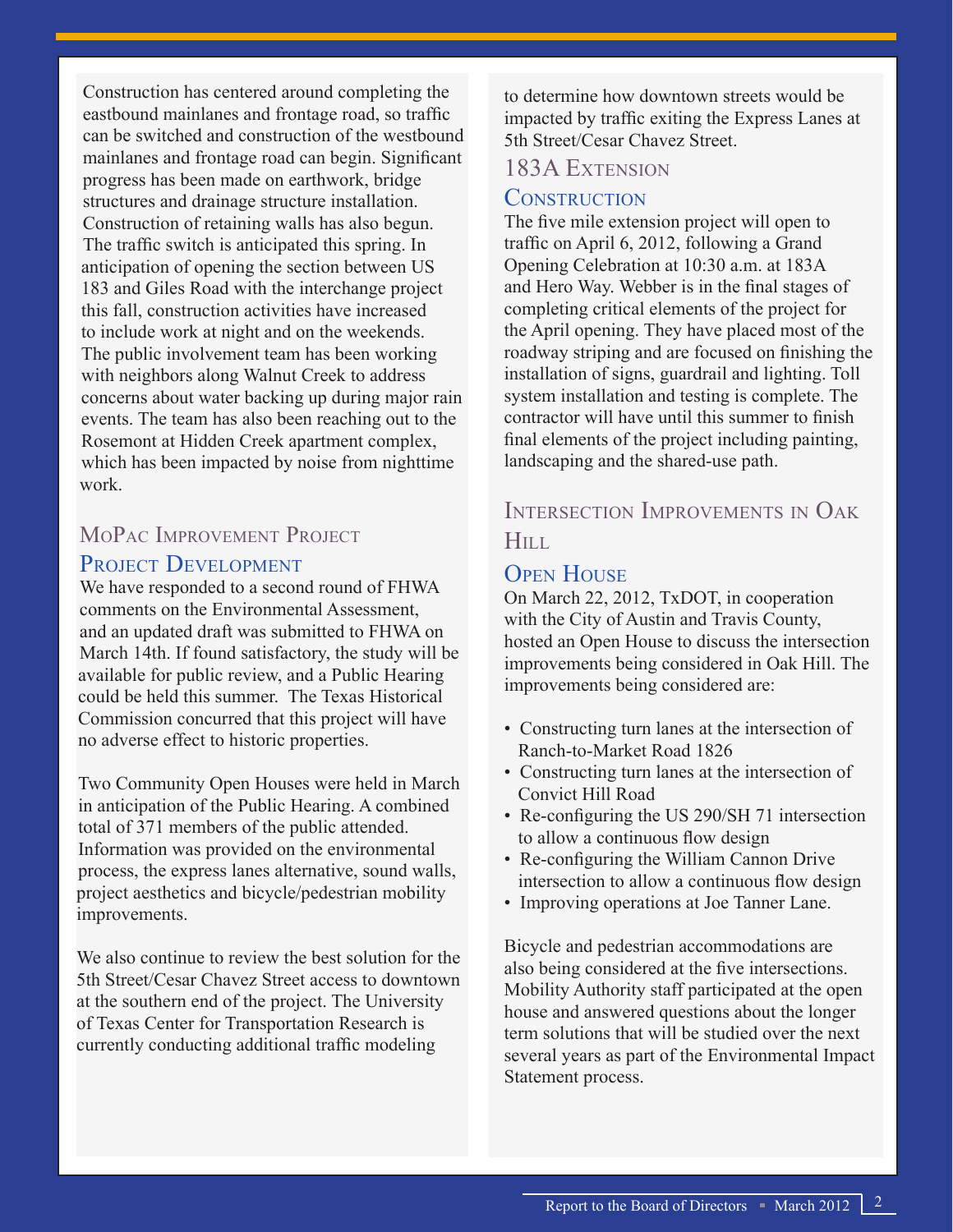Construction has centered around completing the eastbound mainlanes and frontage road, so traffic can be switched and construction of the westbound mainlanes and frontage road can begin. Significant progress has been made on earthwork, bridge structures and drainage structure installation. Construction of retaining walls has also begun. The traffic switch is anticipated this spring. In anticipation of opening the section between US 183 and Giles Road with the interchange project this fall, construction activities have increased to include work at night and on the weekends. The public involvement team has been working with neighbors along Walnut Creek to address concerns about water backing up during major rain events. The team has also been reaching out to the Rosemont at Hidden Creek apartment complex, which has been impacted by noise from nighttime work.

## MoPac Improvement Project

### Project Development

We have responded to a second round of FHWA comments on the Environmental Assessment, and an updated draft was submitted to FHWA on March 14th. If found satisfactory, the study will be available for public review, and a Public Hearing could be held this summer. The Texas Historical Commission concurred that this project will have no adverse effect to historic properties.

Two Community Open Houses were held in March in anticipation of the Public Hearing. A combined total of 371 members of the public attended. Information was provided on the environmental process, the express lanes alternative, sound walls, project aesthetics and bicycle/pedestrian mobility improvements.

We also continue to review the best solution for the 5th Street/Cesar Chavez Street access to downtown at the southern end of the project. The University of Texas Center for Transportation Research is currently conducting additional traffic modeling to determine how downtown streets would be impacted by traffic exiting the Express Lanes at 5th Street/Cesar Chavez Street.

## 183A Extension

### Construction

The five mile extension project will open to traffic on April 6, 2012, following a Grand Opening Celebration at 10:30 a.m. at 183A and Hero Way. Webber is in the final stages of completing critical elements of the project for the April opening. They have placed most of the roadway striping and are focused on finishing the installation of signs, guardrail and lighting. Toll system installation and testing is complete. The contractor will have until this summer to finish final elements of the project including painting, landscaping and the shared-use path.

## Intersection Improvements in Oak Hill

### Open House

On March 22, 2012, TxDOT, in cooperation with the City of Austin and Travis County, hosted an Open House to discuss the intersection improvements being considered in Oak Hill. The improvements being considered are:

- Constructing turn lanes at the intersection of Ranch-to-Market Road 1826
- Constructing turn lanes at the intersection of Convict Hill Road
- Re-configuring the US 290/SH 71 intersection to allow a continuous flow design
- Re-configuring the William Cannon Drive intersection to allow a continuous flow design
- Improving operations at Joe Tanner Lane.

Bicycle and pedestrian accommodations are also being considered at the five intersections. Mobility Authority staff participated at the open house and answered questions about the longer term solutions that will be studied over the next several years as part of the Environmental Impact Statement process.